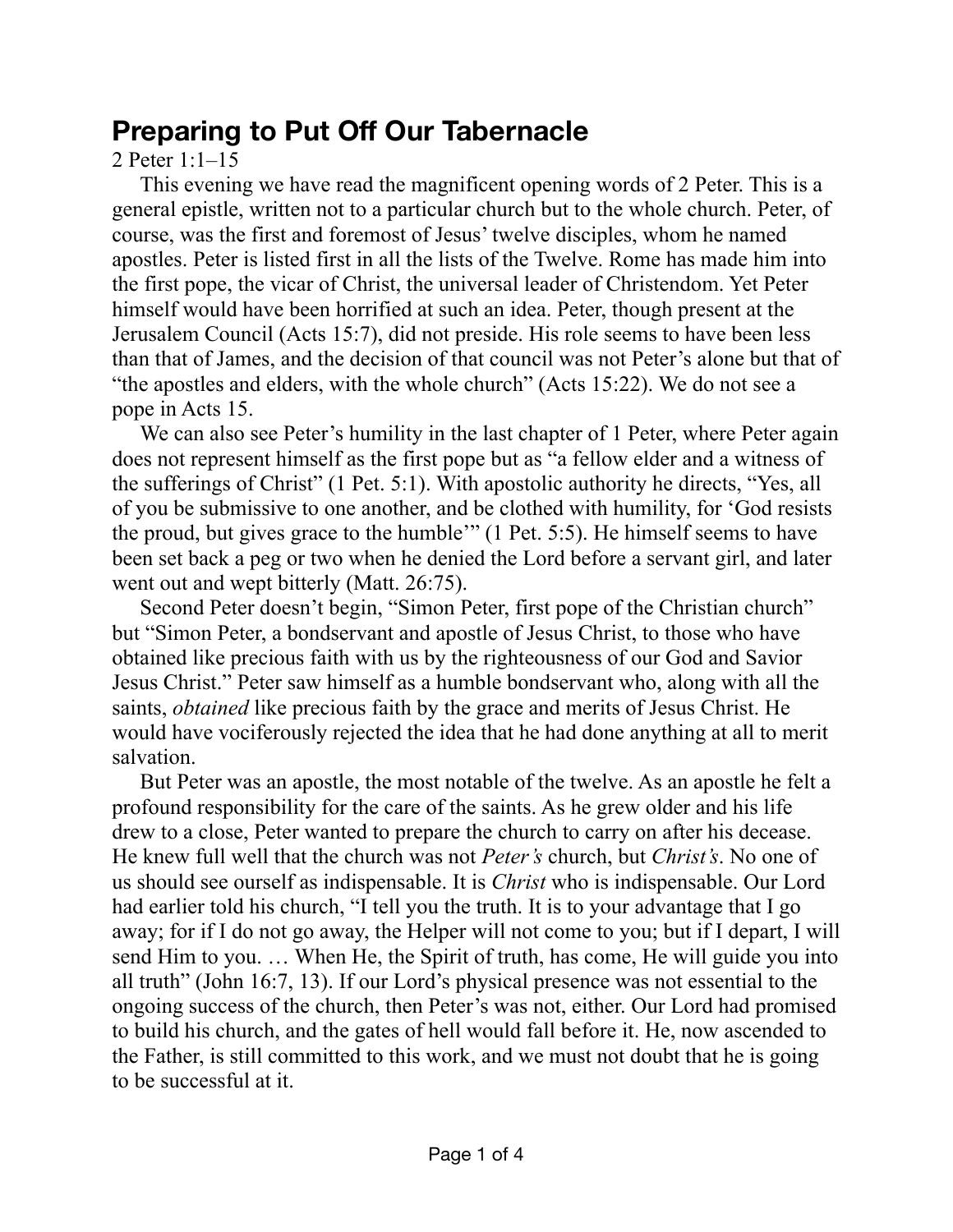# Preparing to Put Off Our Tabernacle

2 Peter 1:1–15

This evening we have read the magnificent opening words of 2 Peter. This is a general epistle, written not to a particular church but to the whole church. Peter, of course, was the first and foremost of Jesus' twelve disciples, whom he named apostles. Peter is listed first in all the lists of the Twelve. Rome has made him into the first pope, the vicar of Christ, the universal leader of Christendom. Yet Peter himself would have been horrified at such an idea. Peter, though present at the Jerusalem Council (Acts 15:7), did not preside. His role seems to have been less than that of James, and the decision of that council was not Peter's alone but that of "the apostles and elders, with the whole church" (Acts 15:22). We do not see a pope in Acts 15.

We can also see Peter's humility in the last chapter of 1 Peter, where Peter again does not represent himself as the first pope but as "a fellow elder and a witness of the sufferings of Christ" (1 Pet. 5:1). With apostolic authority he directs, "Yes, all of you be submissive to one another, and be clothed with humility, for 'God resists the proud, but gives grace to the humble'" (1 Pet. 5:5). He himself seems to have been set back a peg or two when he denied the Lord before a servant girl, and later went out and wept bitterly (Matt. 26:75).

Second Peter doesn't begin, "Simon Peter, first pope of the Christian church" but "Simon Peter, a bondservant and apostle of Jesus Christ, to those who have obtained like precious faith with us by the righteousness of our God and Savior Jesus Christ." Peter saw himself as a humble bondservant who, along with all the saints, *obtained* like precious faith by the grace and merits of Jesus Christ. He would have vociferously rejected the idea that he had done anything at all to merit salvation.

But Peter was an apostle, the most notable of the twelve. As an apostle he felt a profound responsibility for the care of the saints. As he grew older and his life drew to a close, Peter wanted to prepare the church to carry on after his decease. He knew full well that the church was not *Peter's* church, but *Christ's*. No one of us should see ourself as indispensable. It is *Christ* who is indispensable. Our Lord had earlier told his church, "I tell you the truth. It is to your advantage that I go away; for if I do not go away, the Helper will not come to you; but if I depart, I will send Him to you. … When He, the Spirit of truth, has come, He will guide you into all truth" (John 16:7, 13). If our Lord's physical presence was not essential to the ongoing success of the church, then Peter's was not, either. Our Lord had promised to build his church, and the gates of hell would fall before it. He, now ascended to the Father, is still committed to this work, and we must not doubt that he is going to be successful at it.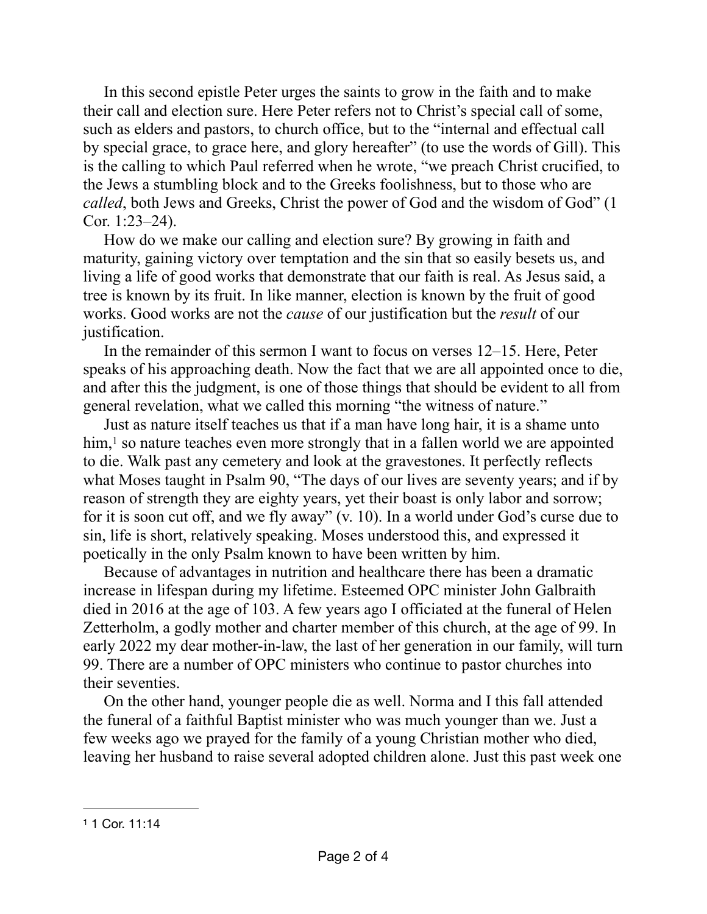In this second epistle Peter urges the saints to grow in the faith and to make their call and election sure. Here Peter refers not to Christ's special call of some, such as elders and pastors, to church office, but to the "internal and effectual call by special grace, to grace here, and glory hereafter" (to use the words of Gill). This is the calling to which Paul referred when he wrote, "we preach Christ crucified, to the Jews a stumbling block and to the Greeks foolishness, but to those who are *called*, both Jews and Greeks, Christ the power of God and the wisdom of God" (1 Cor. 1:23–24).

How do we make our calling and election sure? By growing in faith and maturity, gaining victory over temptation and the sin that so easily besets us, and living a life of good works that demonstrate that our faith is real. As Jesus said, a tree is known by its fruit. In like manner, election is known by the fruit of good works. Good works are not the *cause* of our justification but the *result* of our justification.

In the remainder of this sermon I want to focus on verses 12–15. Here, Peter speaks of his approaching death. Now the fact that we are all appointed once to die, and after this the judgment, is one of those things that should be evident to all from general revelation, what we called this morning "the witness of nature."

Just as nature itself teaches us that if a man have long hair, it is a shame unto him,[1] so nature teaches even more strongly that in a fallen world we are appointed to die. Walk past any cemetery and look at the gravestones. It perfectly reflects what Moses taught in Psalm 90, "The days of our lives are seventy years; and if by reason of strength they are eighty years, yet their boast is only labor and sorrow; for it is soon cut off, and we fly away" (v. 10). In a world under God's curse due to sin, life is short, relatively speaking. Moses understood this, and expressed it poetically in the only Psalm known to have been written by him.

Because of advantages in nutrition and healthcare there has been a dramatic increase in lifespan during my lifetime. Esteemed OPC minister John Galbraith died in 2016 at the age of 103. A few years ago I officiated at the funeral of Helen Zetterholm, a godly mother and charter member of this church, at the age of 99. In early 2022 my dear mother-in-law, the last of her generation in our family, will turn 99. There are a number of OPC ministers who continue to pastor churches into their seventies.

On the other hand, younger people die as well. Norma and I this fall attended the funeral of a faithful Baptist minister who was much younger than we. Just a few weeks ago we prayed for the family of a young Christian mother who died, leaving her husband to raise several adopted children alone. Just this past week one

---

[1] 1 Cor. 11:14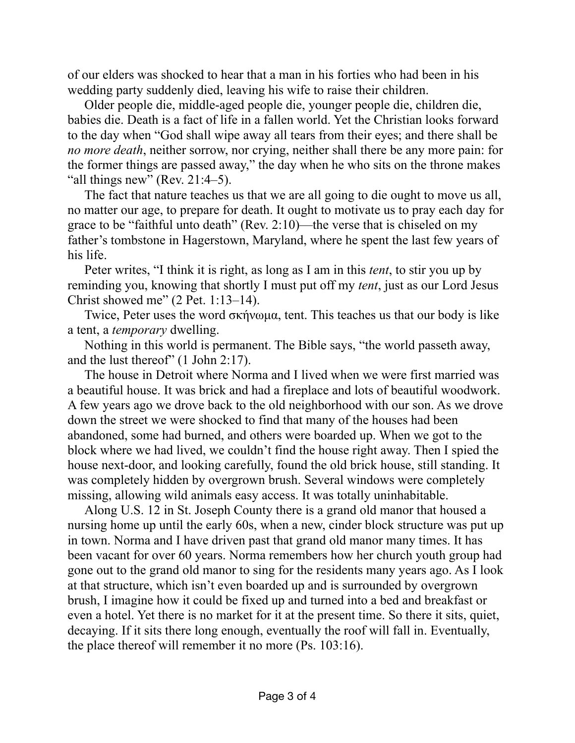of our elders was shocked to hear that a man in his forties who had been in his wedding party suddenly died, leaving his wife to raise their children.

Older people die, middle-aged people die, younger people die, children die, babies die. Death is a fact of life in a fallen world. Yet the Christian looks forward to the day when "God shall wipe away all tears from their eyes; and there shall be *no more death*, neither sorrow, nor crying, neither shall there be any more pain: for the former things are passed away," the day when he who sits on the throne makes "all things new" (Rev. 21:4–5).

The fact that nature teaches us that we are all going to die ought to move us all, no matter our age, to prepare for death. It ought to motivate us to pray each day for grace to be "faithful unto death" (Rev. 2:10)—the verse that is chiseled on my father's tombstone in Hagerstown, Maryland, where he spent the last few years of his life.

Peter writes, "I think it is right, as long as I am in this *tent*, to stir you up by reminding you, knowing that shortly I must put off my *tent*, just as our Lord Jesus Christ showed me" (2 Pet. 1:13–14).

Twice, Peter uses the word σκήνωμα, tent. This teaches us that our body is like a tent, a *temporary* dwelling.

Nothing in this world is permanent. The Bible says, "the world passeth away, and the lust thereof" (1 John 2:17).

The house in Detroit where Norma and I lived when we were first married was a beautiful house. It was brick and had a fireplace and lots of beautiful woodwork. A few years ago we drove back to the old neighborhood with our son. As we drove down the street we were shocked to find that many of the houses had been abandoned, some had burned, and others were boarded up. When we got to the block where we had lived, we couldn't find the house right away. Then I spied the house next-door, and looking carefully, found the old brick house, still standing. It was completely hidden by overgrown brush. Several windows were completely missing, allowing wild animals easy access. It was totally uninhabitable.

Along U.S. 12 in St. Joseph County there is a grand old manor that housed a nursing home up until the early 60s, when a new, cinder block structure was put up in town. Norma and I have driven past that grand old manor many times. It has been vacant for over 60 years. Norma remembers how her church youth group had gone out to the grand old manor to sing for the residents many years ago. As I look at that structure, which isn't even boarded up and is surrounded by overgrown brush, I imagine how it could be fixed up and turned into a bed and breakfast or even a hotel. Yet there is no market for it at the present time. So there it sits, quiet, decaying. If it sits there long enough, eventually the roof will fall in. Eventually, the place thereof will remember it no more (Ps. 103:16).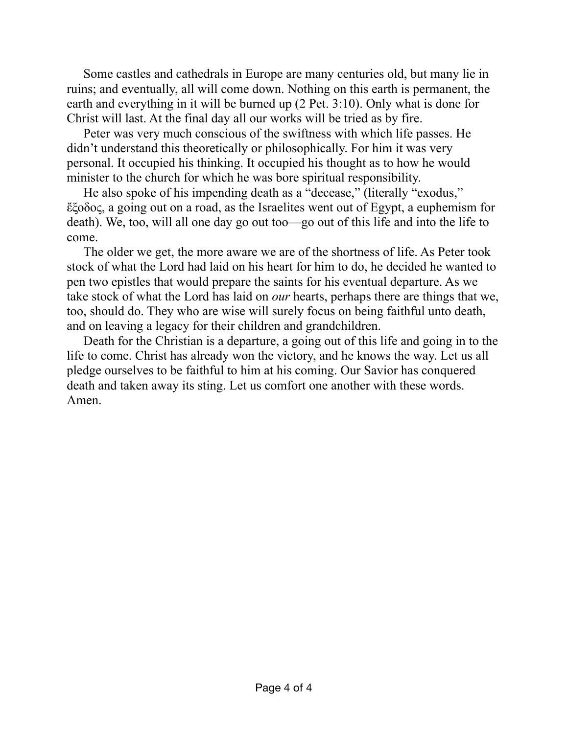Some castles and cathedrals in Europe are many centuries old, but many lie in ruins; and eventually, all will come down. Nothing on this earth is permanent, the earth and everything in it will be burned up (2 Pet. 3:10). Only what is done for Christ will last. At the final day all our works will be tried as by fire.

Peter was very much conscious of the swiftness with which life passes. He didn't understand this theoretically or philosophically. For him it was very personal. It occupied his thinking. It occupied his thought as to how he would minister to the church for which he was bore spiritual responsibility.

He also spoke of his impending death as a "decease," (literally "exodus," ἔξοδος, a going out on a road, as the Israelites went out of Egypt, a euphemism for death). We, too, will all one day go out too—go out of this life and into the life to come.

The older we get, the more aware we are of the shortness of life. As Peter took stock of what the Lord had laid on his heart for him to do, he decided he wanted to pen two epistles that would prepare the saints for his eventual departure. As we take stock of what the Lord has laid on *our* hearts, perhaps there are things that we, too, should do. They who are wise will surely focus on being faithful unto death, and on leaving a legacy for their children and grandchildren.

Death for the Christian is a departure, a going out of this life and going in to the life to come. Christ has already won the victory, and he knows the way. Let us all pledge ourselves to be faithful to him at his coming. Our Savior has conquered death and taken away its sting. Let us comfort one another with these words. Amen.